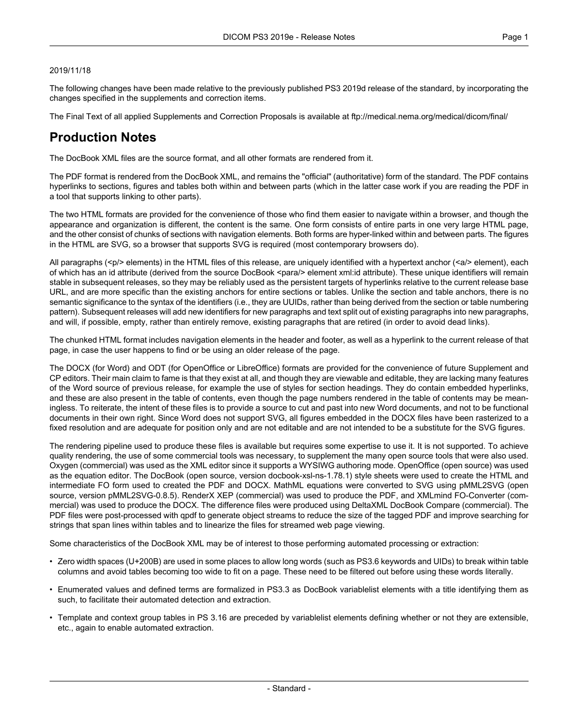2019/11/18

The following changes have been made relative to the previously published PS3 2019d release of the standard, by incorporating the changes specified in the supplements and correction items.

The Final Text of all applied Supplements and Correction Proposals is available at ftp://medical.nema.org/medical/dicom/final/

# Production Notes

The DocBook XML files are the source format, and all other formats are rendered from it.

The PDF format is rendered from the DocBook XML, and remains the "official" (authoritative) form of the standard. The PDF contains hyperlinks to sections, figures and tables both within and between parts (which in the latter case work if you are reading the PDF in a tool that supports linking to other parts).

The two HTML formats are provided for the convenience of those who find them easier to navigate within a browser, and though the appearance and organization is different, the content is the same. One form consists of entire parts in one very large HTML page, and the other consist of chunks of sections with navigation elements. Both forms are hyper-linked within and between parts. The figures in the HTML are SVG, so a browser that supports SVG is required (most contemporary browsers do).

All paragraphs (<p/> elements) in the HTML files of this release, are uniquely identified with a hypertext anchor (<a/> element), each of which has an id attribute (derived from the source DocBook <para/> element xml:id attribute). These unique identifiers will remain stable in subsequent releases, so they may be reliably used as the persistent targets of hyperlinks relative to the current release base URL, and are more specific than the existing anchors for entire sections or tables. Unlike the section and table anchors, there is no semantic significance to the syntax of the identifiers (i.e., they are UUIDs, rather than being derived from the section or table numbering pattern). Subsequent releases will add new identifiers for new paragraphs and text split out of existing paragraphs into new paragraphs, and will, if possible, empty, rather than entirely remove, existing paragraphs that are retired (in order to avoid dead links).

The chunked HTML format includes navigation elements in the header and footer, as well as a hyperlink to the current release of that page, in case the user happens to find or be using an older release of the page.

The DOCX (for Word) and ODT (for OpenOffice or LibreOffice) formats are provided for the convenience of future Supplement and CP editors. Their main claim to fame is that they exist at all, and though they are viewable and editable, they are lacking many features of the Word source of previous release, for example the use of styles for section headings. They do contain embedded hyperlinks, and these are also present in the table of contents, even though the page numbers rendered in the table of contents may be meaningless. To reiterate, the intent of these files is to provide a source to cut and past into new Word documents, and not to be functional documents in their own right. Since Word does not support SVG, all figures embedded in the DOCX files have been rasterized to a fixed resolution and are adequate for position only and are not editable and are not intended to be a substitute for the SVG figures.

The rendering pipeline used to produce these files is available but requires some expertise to use it. It is not supported. To achieve quality rendering, the use of some commercial tools was necessary, to supplement the many open source tools that were also used. Oxygen (commercial) was used as the XML editor since it supports a WYSIWG authoring mode. OpenOffice (open source) was used as the equation editor. The DocBook (open source, version docbook-xsl-ns-1.78.1) style sheets were used to create the HTML and intermediate FO form used to created the PDF and DOCX. MathML equations were converted to SVG using pMML2SVG (open source, version pMML2SVG-0.8.5). RenderX XEP (commercial) was used to produce the PDF, and XMLmind FO-Converter (commercial) was used to produce the DOCX. The difference files were produced using DeltaXML DocBook Compare (commercial). The PDF files were post-processed with qpdf to generate object streams to reduce the size of the tagged PDF and improve searching for strings that span lines within tables and to linearize the files for streamed web page viewing.

Some characteristics of the DocBook XML may be of interest to those performing automated processing or extraction:

- Zero width spaces (U+200B) are used in some places to allow long words (such as PS3.6 keywords and UIDs) to break within table columns and avoid tables becoming too wide to fit on a page. These need to be filtered out before using these words literally.
- Enumerated values and defined terms are formalized in PS3.3 as DocBook variablelist elements with a title identifying them as such, to facilitate their automated detection and extraction.
- Template and context group tables in PS 3.16 are preceded by variablelist elements defining whether or not they are extensible, etc., again to enable automated extraction.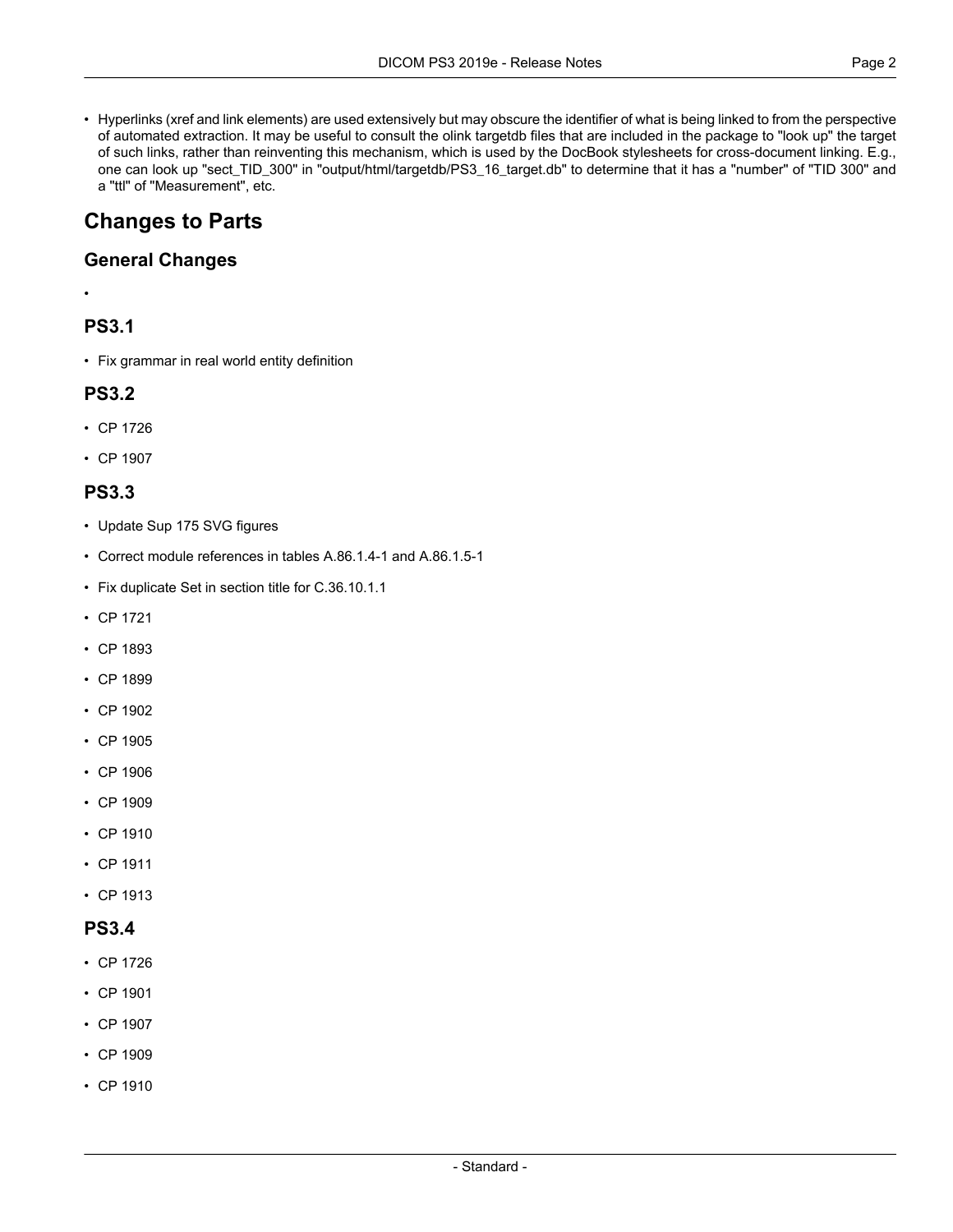- Hyperlinks (xref and link elements) are used extensively but may obscure the identifier of what is being linked to from the perspective of automated extraction. It may be useful to consult the olink targetdb files that are included in the package to "look up" the target of such links, rather than reinventing this mechanism, which is used by the DocBook stylesheets for cross-document linking. E.g., one can look up "sect_TID_300" in "output/html/targetdb/PS3_16_target.db" to determine that it has a "number" of "TID 300" and a "ttl" of "Measurement", etc.

# Changes to Parts

## General Changes

- 

## PS3.1

- Fix grammar in real world entity definition

## PS3.2

- CP 1726
- CP 1907

## PS3.3

- Update Sup 175 SVG figures
- Correct module references in tables A.86.1.4-1 and A.86.1.5-1
- Fix duplicate Set in section title for C.36.10.1.1
- CP 1721
- CP 1893
- CP 1899
- CP 1902
- CP 1905
- CP 1906
- CP 1909
- CP 1910
- CP 1911
- CP 1913

## PS3.4

- CP 1726
- CP 1901
- CP 1907
- CP 1909
- CP 1910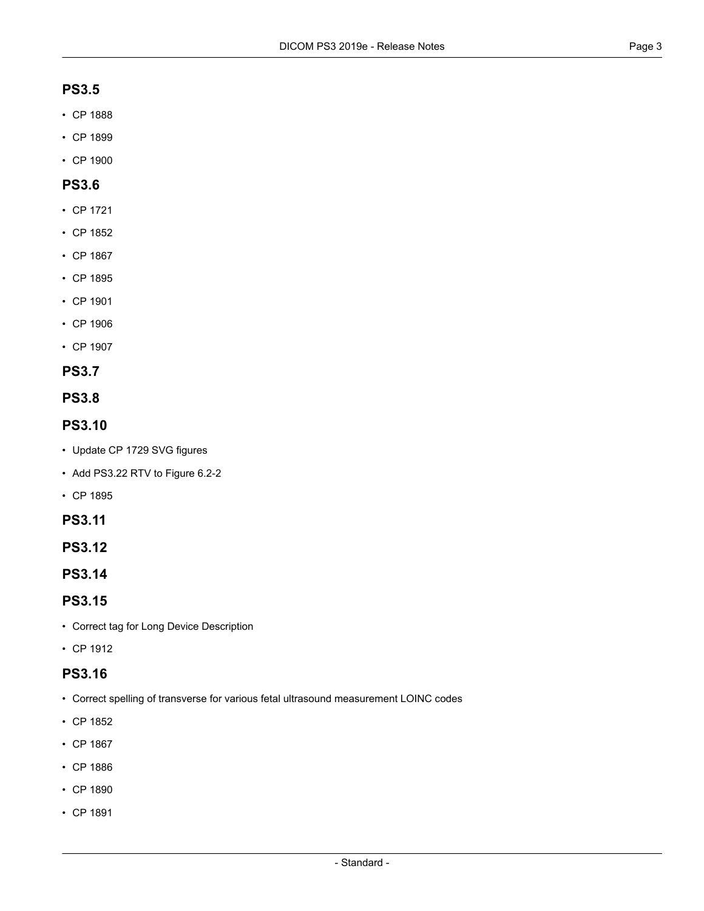## PS3.5

- CP 1888
- CP 1899
- CP 1900

## PS3.6

- CP 1721
- CP 1852
- CP 1867
- CP 1895
- CP 1901
- CP 1906
- CP 1907

## PS3.7

## PS3.8

## PS3.10

- Update CP 1729 SVG figures
- Add PS3.22 RTV to Figure 6.2-2
- CP 1895

## PS3.11

## PS3.12

## PS3.14

## PS3.15

- Correct tag for Long Device Description
- CP 1912

## PS3.16

- Correct spelling of transverse for various fetal ultrasound measurement LOINC codes
- CP 1852
- CP 1867
- CP 1886
- CP 1890
- CP 1891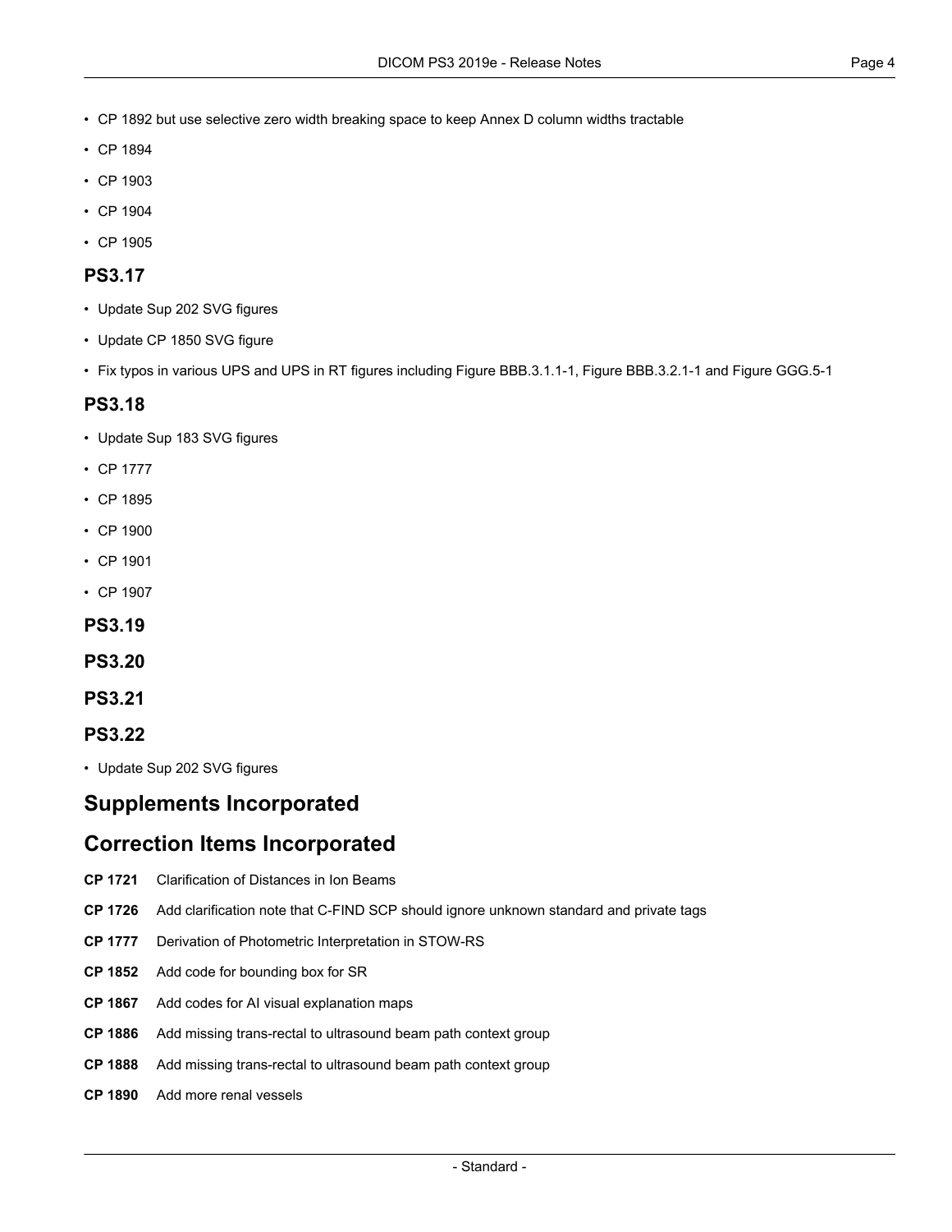- CP 1892 but use selective zero width breaking space to keep Annex D column widths tractable
- CP 1894
- CP 1903
- CP 1904
- CP 1905

### PS3.17

- Update Sup 202 SVG figures
- Update CP 1850 SVG figure
- Fix typos in various UPS and UPS in RT figures including Figure BBB.3.1.1-1, Figure BBB.3.2.1-1 and Figure GGG.5-1

### PS3.18

- Update Sup 183 SVG figures
- CP 1777
- CP 1895
- CP 1900
- CP 1901
- CP 1907

### PS3.19

### PS3.20

### PS3.21

### PS3.22

- Update Sup 202 SVG figures

## Supplements Incorporated

## Correction Items Incorporated

**CP 1721** Clarification of Distances in Ion Beams

**CP 1726** Add clarification note that C-FIND SCP should ignore unknown standard and private tags

**CP 1777** Derivation of Photometric Interpretation in STOW-RS

**CP 1852** Add code for bounding box for SR

**CP 1867** Add codes for AI visual explanation maps

**CP 1886** Add missing trans-rectal to ultrasound beam path context group

**CP 1888** Add missing trans-rectal to ultrasound beam path context group

**CP 1890** Add more renal vessels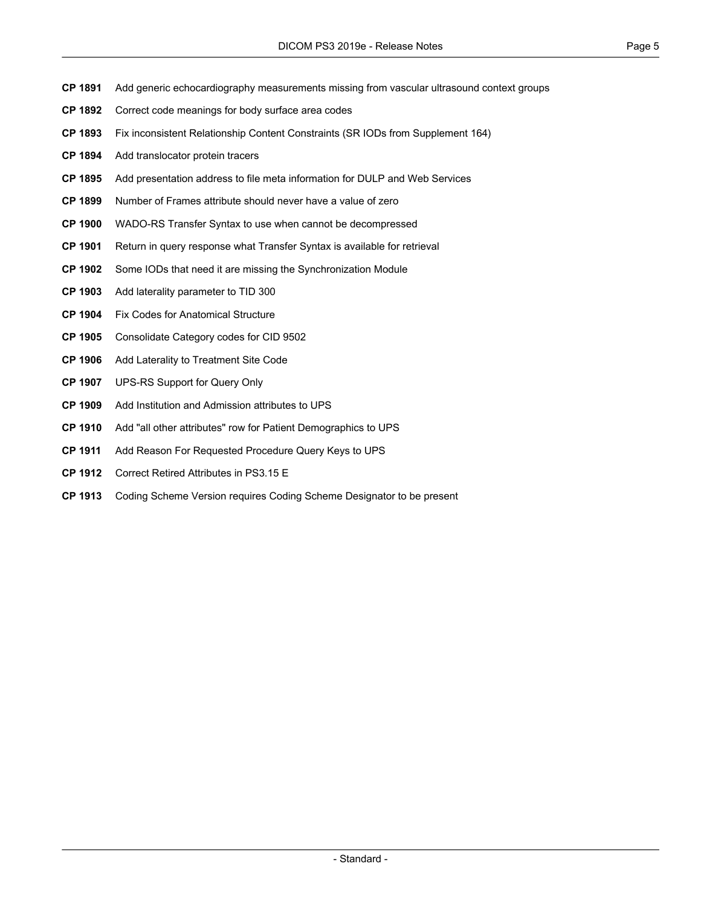**CP 1891** Add generic echocardiography measurements missing from vascular ultrasound context groups

**CP 1892** Correct code meanings for body surface area codes

**CP 1893** Fix inconsistent Relationship Content Constraints (SR IODs from Supplement 164)

**CP 1894** Add translocator protein tracers

**CP 1895** Add presentation address to file meta information for DULP and Web Services

**CP 1899** Number of Frames attribute should never have a value of zero

**CP 1900** WADO-RS Transfer Syntax to use when cannot be decompressed

**CP 1901** Return in query response what Transfer Syntax is available for retrieval

**CP 1902** Some IODs that need it are missing the Synchronization Module

**CP 1903** Add laterality parameter to TID 300

**CP 1904** Fix Codes for Anatomical Structure

**CP 1905** Consolidate Category codes for CID 9502

**CP 1906** Add Laterality to Treatment Site Code

**CP 1907** UPS-RS Support for Query Only

**CP 1909** Add Institution and Admission attributes to UPS

**CP 1910** Add "all other attributes" row for Patient Demographics to UPS

**CP 1911** Add Reason For Requested Procedure Query Keys to UPS

**CP 1912** Correct Retired Attributes in PS3.15 E

**CP 1913** Coding Scheme Version requires Coding Scheme Designator to be present